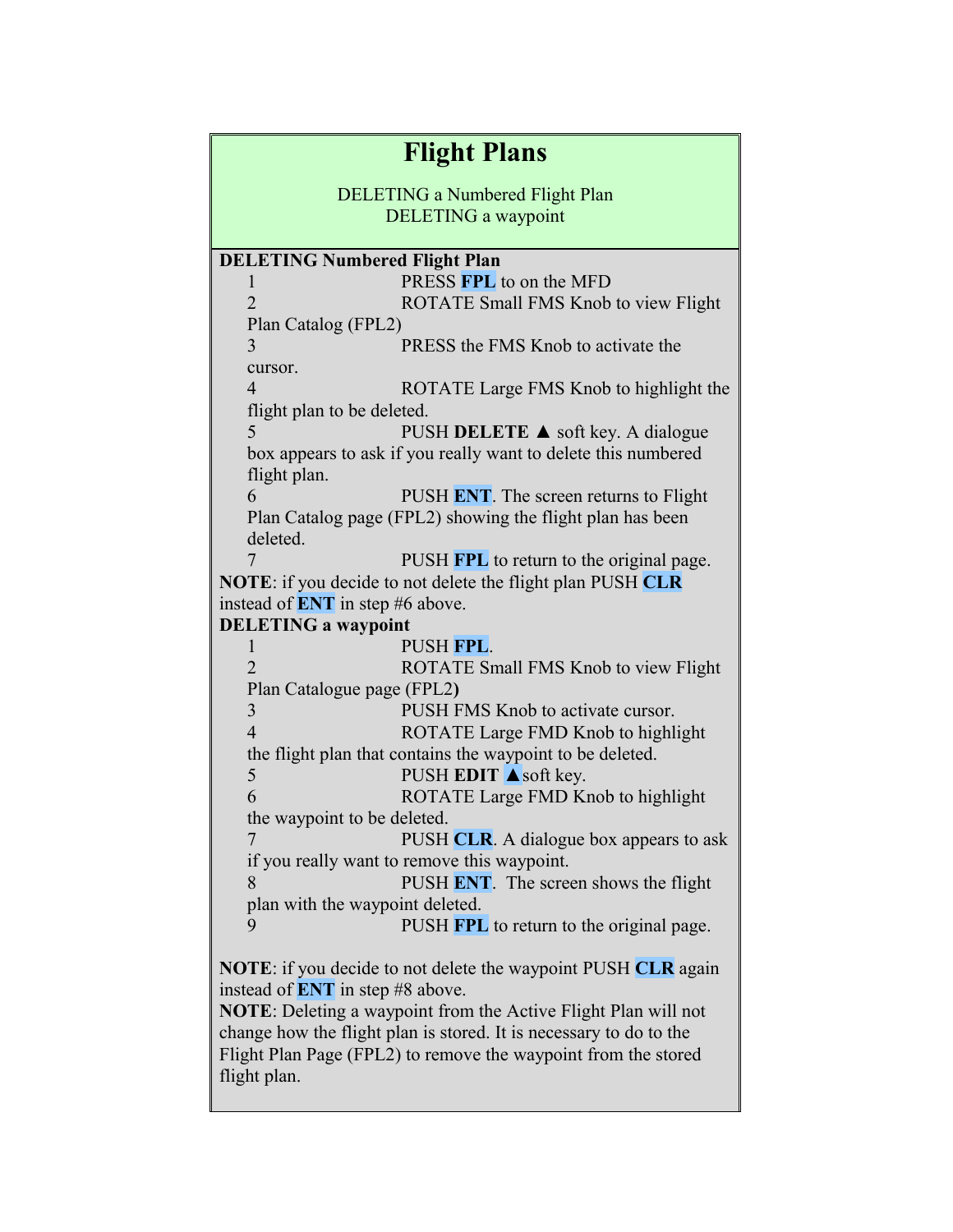# Flight Plans

DELETING a Numbered Flight Plan
DELETING a waypoint

**DELETING Numbered Flight Plan**

1. PRESS **FPL** to on the MFD
2. ROTATE Small FMS Knob to view Flight Plan Catalog (FPL2)
3. PRESS the FMS Knob to activate the cursor.
4. ROTATE Large FMS Knob to highlight the flight plan to be deleted.
5. PUSH **DELETE** ▲ soft key. A dialogue box appears to ask if you really want to delete this numbered flight plan.
6. PUSH **ENT**. The screen returns to Flight Plan Catalog page (FPL2) showing the flight plan has been deleted.
7. PUSH **FPL** to return to the original page.

**NOTE**: if you decide to not delete the flight plan PUSH **CLR** instead of **ENT** in step #6 above.

**DELETING a waypoint**

1. PUSH **FPL**.
2. ROTATE Small FMS Knob to view Flight Plan Catalogue page (FPL2**)**
3. PUSH FMS Knob to activate cursor.
4. ROTATE Large FMD Knob to highlight the flight plan that contains the waypoint to be deleted.
5. PUSH **EDIT** ▲soft key.
6. ROTATE Large FMD Knob to highlight the waypoint to be deleted.
7. PUSH **CLR**. A dialogue box appears to ask if you really want to remove this waypoint.
8. PUSH **ENT**. The screen shows the flight plan with the waypoint deleted.
9. PUSH **FPL** to return to the original page.

**NOTE**: if you decide to not delete the waypoint PUSH **CLR** again instead of **ENT** in step #8 above.

**NOTE**: Deleting a waypoint from the Active Flight Plan will not change how the flight plan is stored. It is necessary to do to the Flight Plan Page (FPL2) to remove the waypoint from the stored flight plan.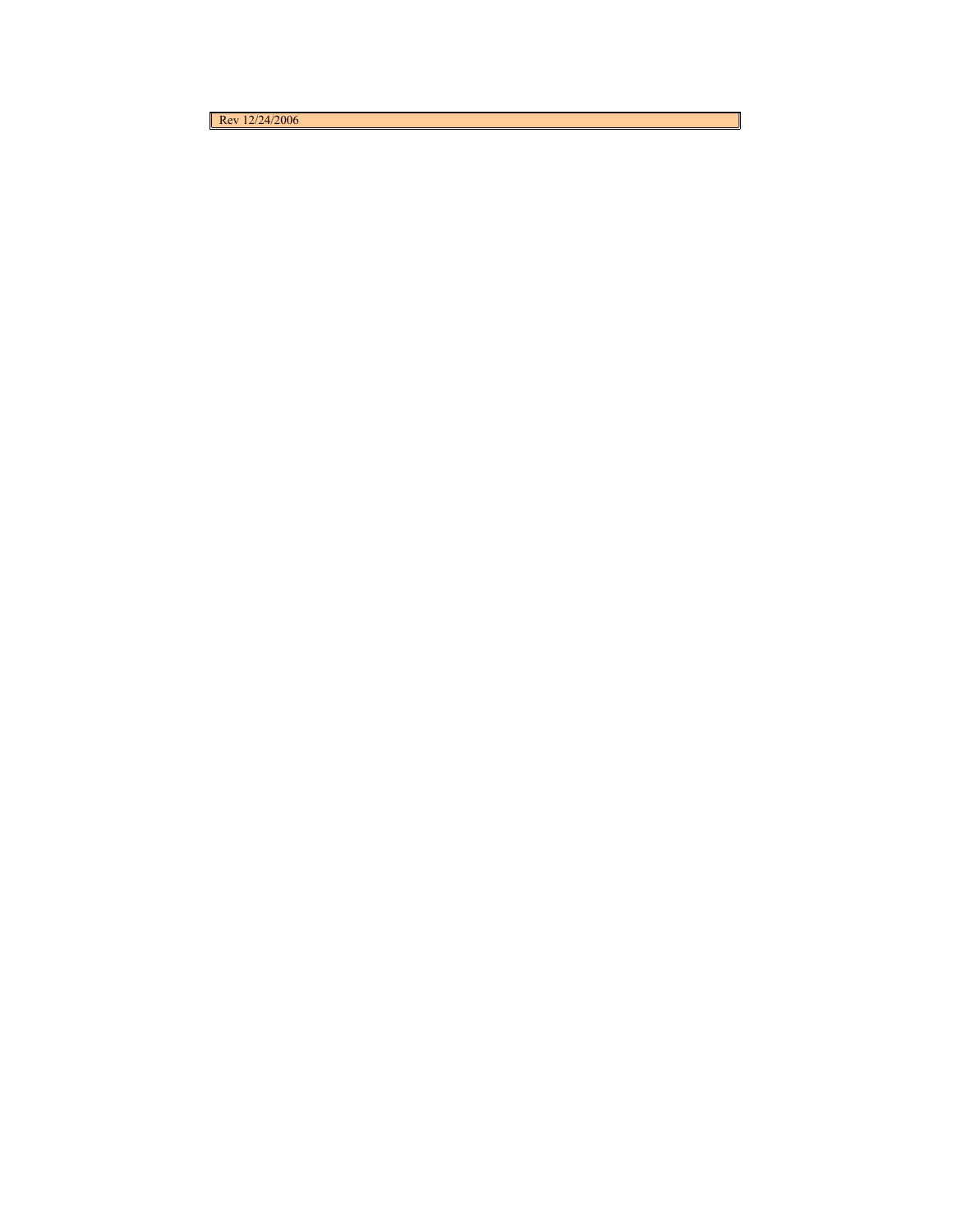Rev 12/24/2006